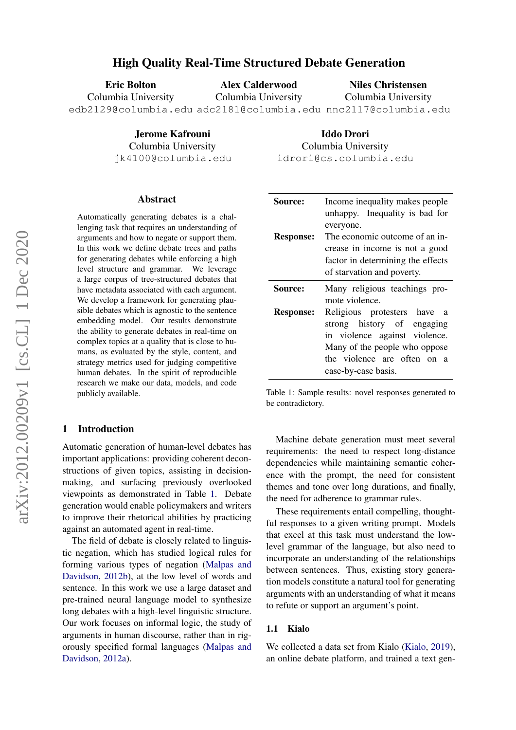# High Quality Real-Time Structured Debate Generation

**Eric Bolton**
Columbia University
edb2129@columbia.edu

**Alex Calderwood**
Columbia University
adc2181@columbia.edu

**Niles Christensen**
Columbia University
nnc2117@columbia.edu

**Jerome Kafrouni**
Columbia University
jk4100@columbia.edu

**Iddo Drori**
Columbia University
idrori@cs.columbia.edu

## Abstract

Automatically generating debates is a challenging task that requires an understanding of arguments and how to negate or support them. In this work we define debate trees and paths for generating debates while enforcing a high level structure and grammar. We leverage a large corpus of tree-structured debates that have metadata associated with each argument. We develop a framework for generating plausible debates which is agnostic to the sentence embedding model. Our results demonstrate the ability to generate debates in real-time on complex topics at a quality that is close to humans, as evaluated by the style, content, and strategy metrics used for judging competitive human debates. In the spirit of reproducible research we make our data, models, and code publicly available.

| | |
|---|---|
| **Source:** | Income inequality makes people unhappy. Inequality is bad for everyone. |
| **Response:** | The economic outcome of an increase in income is not a good factor in determining the effects of starvation and poverty. |
| **Source:** | Many religious teachings promote violence. |
| **Response:** | Religious protesters have a strong history of engaging in violence against violence. Many of the people who oppose the violence are often on a case-by-case basis. |

Table 1: Sample results: novel responses generated to be contradictory.

## 1 Introduction

Automatic generation of human-level debates has important applications: providing coherent deconstructions of given topics, assisting in decision-making, and surfacing previously overlooked viewpoints as demonstrated in Table 1. Debate generation would enable policymakers and writers to improve their rhetorical abilities by practicing against an automated agent in real-time.

The field of debate is closely related to linguistic negation, which has studied logical rules for forming various types of negation (Malpas and Davidson, 2012b), at the low level of words and sentence. In this work we use a large dataset and pre-trained neural language model to synthesize long debates with a high-level linguistic structure. Our work focuses on informal logic, the study of arguments in human discourse, rather than in rigorously specified formal languages (Malpas and Davidson, 2012a).

Machine debate generation must meet several requirements: the need to respect long-distance dependencies while maintaining semantic coherence with the prompt, the need for consistent themes and tone over long durations, and finally, the need for adherence to grammar rules.

These requirements entail compelling, thoughtful responses to a given writing prompt. Models that excel at this task must understand the low-level grammar of the language, but also need to incorporate an understanding of the relationships between sentences. Thus, existing story generation models constitute a natural tool for generating arguments with an understanding of what it means to refute or support an argument's point.

### 1.1 Kialo

We collected a data set from Kialo (Kialo, 2019), an online debate platform, and trained a text gen-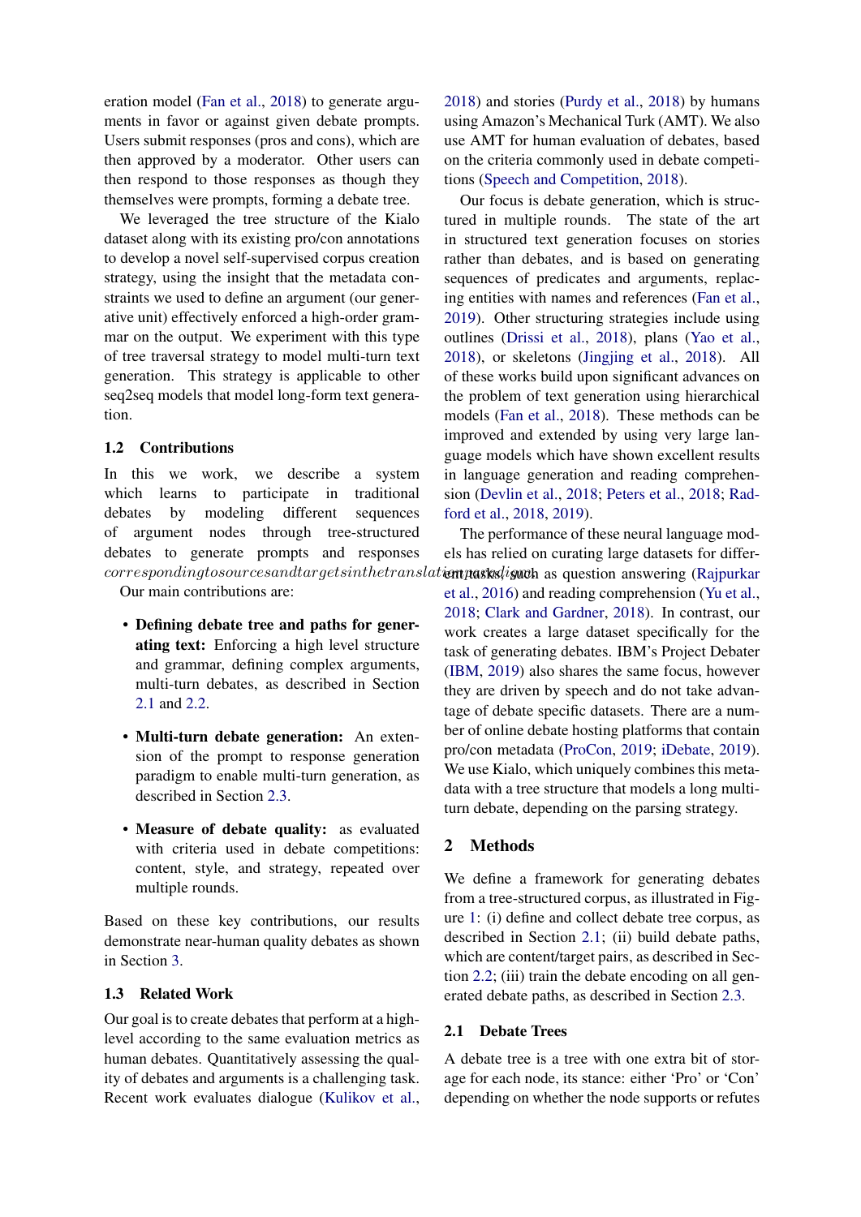eration model (Fan et al., 2018) to generate arguments in favor or against given debate prompts. Users submit responses (pros and cons), which are then approved by a moderator. Other users can then respond to those responses as though they themselves were prompts, forming a debate tree.

We leveraged the tree structure of the Kialo dataset along with its existing pro/con annotations to develop a novel self-supervised corpus creation strategy, using the insight that the metadata constraints we used to define an argument (our generative unit) effectively enforced a high-order grammar on the output. We experiment with this type of tree traversal strategy to model multi-turn text generation. This strategy is applicable to other seq2seq models that model long-form text generation.

### 1.2 Contributions

In this we work, we describe a system which learns to participate in traditional debates by modeling different sequences of argument nodes through tree-structured debates to generate prompts and responses $corresponding to sources and targets in the translation paradigm$.

Our main contributions are:

- **Defining debate tree and paths for generating text:** Enforcing a high level structure and grammar, defining complex arguments, multi-turn debates, as described in Section 2.1 and 2.2.
- **Multi-turn debate generation:** An extension of the prompt to response generation paradigm to enable multi-turn generation, as described in Section 2.3.
- **Measure of debate quality:** as evaluated with criteria used in debate competitions: content, style, and strategy, repeated over multiple rounds.

Based on these key contributions, our results demonstrate near-human quality debates as shown in Section 3.

### 1.3 Related Work

Our goal is to create debates that perform at a high-level according to the same evaluation metrics as human debates. Quantitatively assessing the quality of debates and arguments is a challenging task. Recent work evaluates dialogue (Kulikov et al., 2018) and stories (Purdy et al., 2018) by humans using Amazon's Mechanical Turk (AMT). We also use AMT for human evaluation of debates, based on the criteria commonly used in debate competitions (Speech and Competition, 2018).

Our focus is debate generation, which is structured in multiple rounds. The state of the art in structured text generation focuses on stories rather than debates, and is based on generating sequences of predicates and arguments, replacing entities with names and references (Fan et al., 2019). Other structuring strategies include using outlines (Drissi et al., 2018), plans (Yao et al., 2018), or skeletons (Jingjing et al., 2018). All of these works build upon significant advances on the problem of text generation using hierarchical models (Fan et al., 2018). These methods can be improved and extended by using very large language models which have shown excellent results in language generation and reading comprehension (Devlin et al., 2018; Peters et al., 2018; Radford et al., 2018, 2019).

The performance of these neural language models has relied on curating large datasets for different tasks, such as question answering (Rajpurkar et al., 2016) and reading comprehension (Yu et al., 2018; Clark and Gardner, 2018). In contrast, our work creates a large dataset specifically for the task of generating debates. IBM's Project Debater (IBM, 2019) also shares the same focus, however they are driven by speech and do not take advantage of debate specific datasets. There are a number of online debate hosting platforms that contain pro/con metadata (ProCon, 2019; iDebate, 2019). We use Kialo, which uniquely combines this metadata with a tree structure that models a long multi-turn debate, depending on the parsing strategy.

## 2 Methods

We define a framework for generating debates from a tree-structured corpus, as illustrated in Figure 1: (i) define and collect debate tree corpus, as described in Section 2.1; (ii) build debate paths, which are content/target pairs, as described in Section 2.2; (iii) train the debate encoding on all generated debate paths, as described in Section 2.3.

### 2.1 Debate Trees

A debate tree is a tree with one extra bit of storage for each node, its stance: either 'Pro' or 'Con' depending on whether the node supports or refutes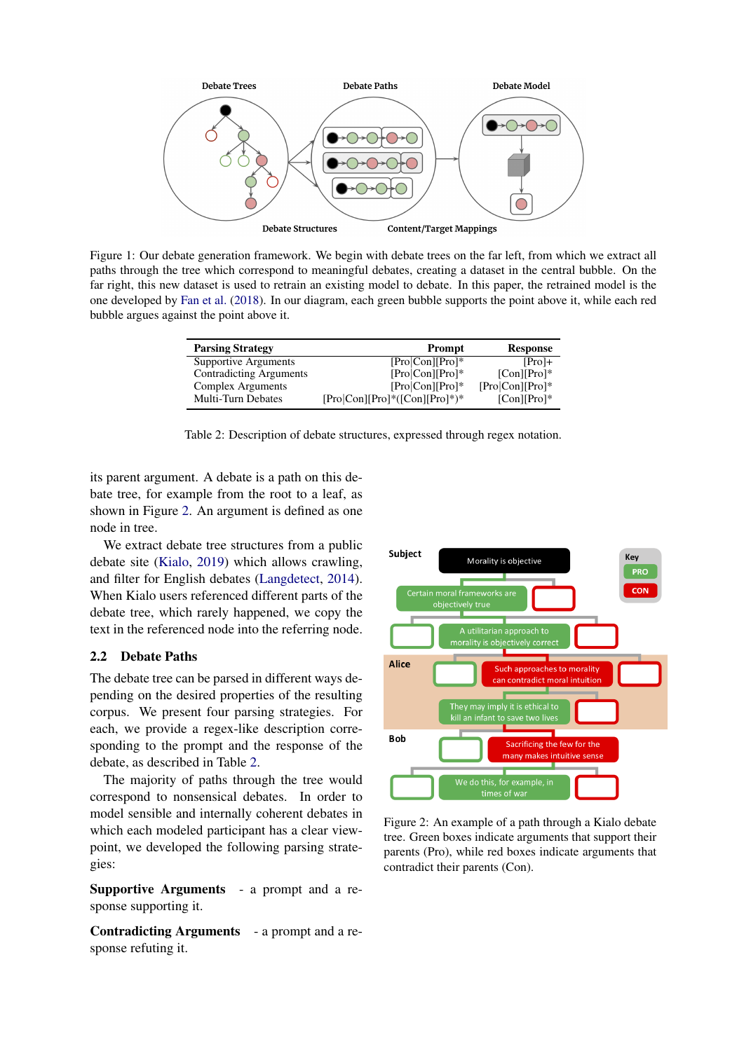Figure 1: Our debate generation framework. We begin with debate trees on the far left, from which we extract all paths through the tree which correspond to meaningful debates, creating a dataset in the central bubble. On the far right, this new dataset is used to retrain an existing model to debate. In this paper, the retrained model is the one developed by Fan et al. (2018). In our diagram, each green bubble supports the point above it, while each red bubble argues against the point above it.

| Parsing Strategy | Prompt | Response |
|---|---|---|
| Supportive Arguments | [Pro\|Con][Pro]* | [Pro]+ |
| Contradicting Arguments | [Pro\|Con][Pro]* | [Con][Pro]* |
| Complex Arguments | [Pro\|Con][Pro]* | [Pro\|Con][Pro]* |
| Multi-Turn Debates | [Pro\|Con][Pro]*([Con][Pro]*)* | [Con][Pro]* |

Table 2: Description of debate structures, expressed through regex notation.

its parent argument. A debate is a path on this debate tree, for example from the root to a leaf, as shown in Figure 2. An argument is defined as one node in tree.

We extract debate tree structures from a public debate site (Kialo, 2019) which allows crawling, and filter for English debates (Langdetect, 2014). When Kialo users referenced different parts of the debate tree, which rarely happened, we copy the text in the referenced node into the referring node.

## 2.2 Debate Paths

The debate tree can be parsed in different ways depending on the desired properties of the resulting corpus. We present four parsing strategies. For each, we provide a regex-like description corresponding to the prompt and the response of the debate, as described in Table 2.

The majority of paths through the tree would correspond to nonsensical debates. In order to model sensible and internally coherent debates in which each modeled participant has a clear viewpoint, we developed the following parsing strategies:

**Supportive Arguments** - a prompt and a response supporting it.

**Contradicting Arguments** - a prompt and a response refuting it.

Figure 2: An example of a path through a Kialo debate tree. Green boxes indicate arguments that support their parents (Pro), while red boxes indicate arguments that contradict their parents (Con).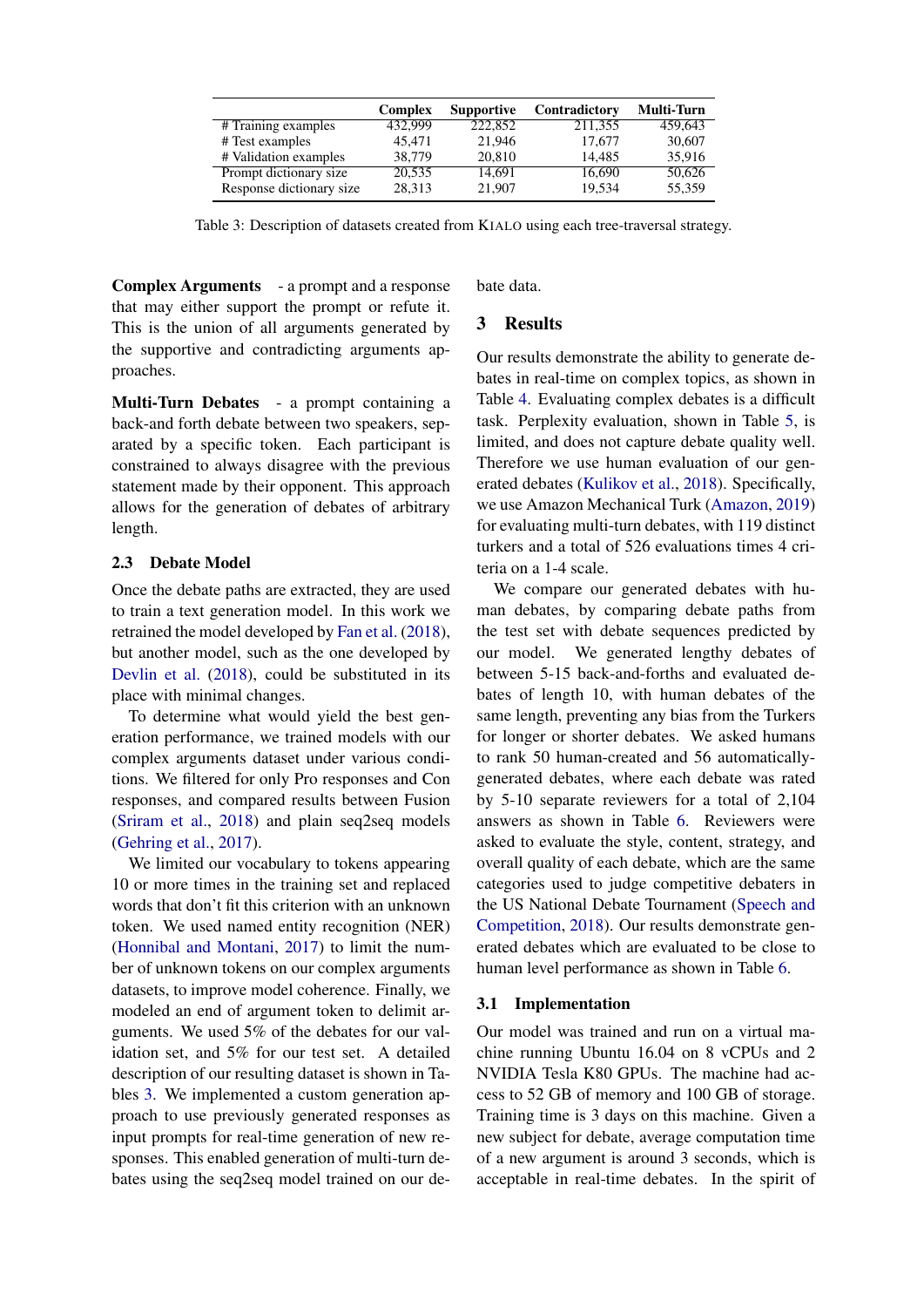| | Complex | Supportive | Contradictory | Multi-Turn |
|---|---|---|---|---|
| # Training examples | 432,999 | 222,852 | 211,355 | 459,643 |
| # Test examples | 45,471 | 21,946 | 17,677 | 30,607 |
| # Validation examples | 38,779 | 20,810 | 14,485 | 35,916 |
| Prompt dictionary size | 20,535 | 14,691 | 16,690 | 50,626 |
| Response dictionary size | 28,313 | 21,907 | 19,534 | 55,359 |

Table 3: Description of datasets created from KIALO using each tree-traversal strategy.

**Complex Arguments** - a prompt and a response that may either support the prompt or refute it. This is the union of all arguments generated by the supportive and contradicting arguments approaches.

**Multi-Turn Debates** - a prompt containing a back-and forth debate between two speakers, separated by a specific token. Each participant is constrained to always disagree with the previous statement made by their opponent. This approach allows for the generation of debates of arbitrary length.

### 2.3 Debate Model

Once the debate paths are extracted, they are used to train a text generation model. In this work we retrained the model developed by Fan et al. (2018), but another model, such as the one developed by Devlin et al. (2018), could be substituted in its place with minimal changes.

To determine what would yield the best generation performance, we trained models with our complex arguments dataset under various conditions. We filtered for only Pro responses and Con responses, and compared results between Fusion (Sriram et al., 2018) and plain seq2seq models (Gehring et al., 2017).

We limited our vocabulary to tokens appearing 10 or more times in the training set and replaced words that don't fit this criterion with an unknown token. We used named entity recognition (NER) (Honnibal and Montani, 2017) to limit the number of unknown tokens on our complex arguments datasets, to improve model coherence. Finally, we modeled an end of argument token to delimit arguments. We used 5% of the debates for our validation set, and 5% for our test set. A detailed description of our resulting dataset is shown in Tables 3. We implemented a custom generation approach to use previously generated responses as input prompts for real-time generation of new responses. This enabled generation of multi-turn debates using the seq2seq model trained on our debate data.

## 3 Results

Our results demonstrate the ability to generate debates in real-time on complex topics, as shown in Table 4. Evaluating complex debates is a difficult task. Perplexity evaluation, shown in Table 5, is limited, and does not capture debate quality well. Therefore we use human evaluation of our generated debates (Kulikov et al., 2018). Specifically, we use Amazon Mechanical Turk (Amazon, 2019) for evaluating multi-turn debates, with 119 distinct turkers and a total of 526 evaluations times 4 criteria on a 1-4 scale.

We compare our generated debates with human debates, by comparing debate paths from the test set with debate sequences predicted by our model. We generated lengthy debates of between 5-15 back-and-forths and evaluated debates of length 10, with human debates of the same length, preventing any bias from the Turkers for longer or shorter debates. We asked humans to rank 50 human-created and 56 automatically-generated debates, where each debate was rated by 5-10 separate reviewers for a total of 2,104 answers as shown in Table 6. Reviewers were asked to evaluate the style, content, strategy, and overall quality of each debate, which are the same categories used to judge competitive debaters in the US National Debate Tournament (Speech and Competition, 2018). Our results demonstrate generated debates which are evaluated to be close to human level performance as shown in Table 6.

### 3.1 Implementation

Our model was trained and run on a virtual machine running Ubuntu 16.04 on 8 vCPUs and 2 NVIDIA Tesla K80 GPUs. The machine had access to 52 GB of memory and 100 GB of storage. Training time is 3 days on this machine. Given a new subject for debate, average computation time of a new argument is around 3 seconds, which is acceptable in real-time debates. In the spirit of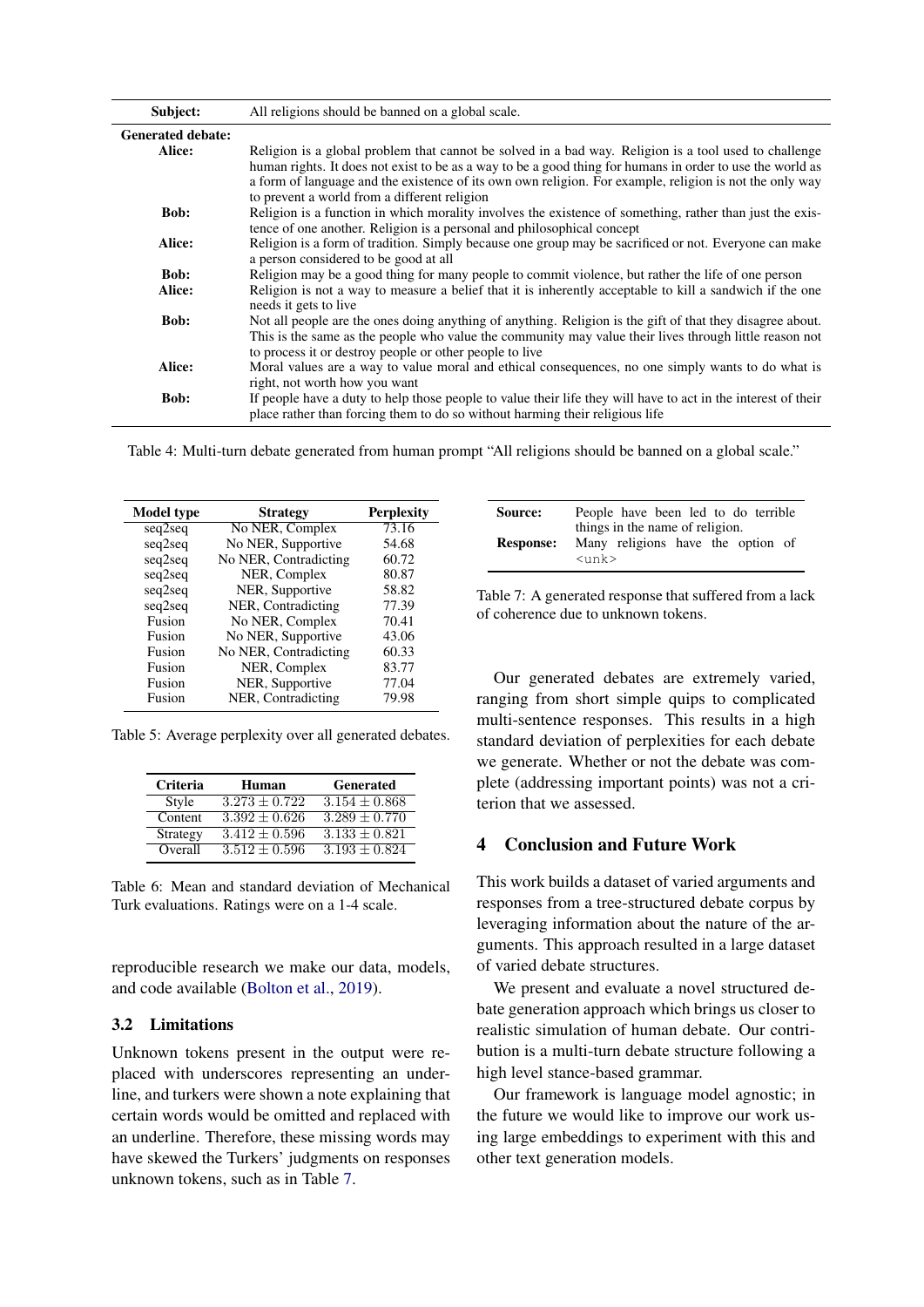| Subject: | All religions should be banned on a global scale. |
|---|---|
| **Generated debate:** | |
| **Alice:** | Religion is a global problem that cannot be solved in a bad way. Religion is a tool used to challenge human rights. It does not exist to be as a way to be a good thing for humans in order to use the world as a form of language and the existence of its own own religion. For example, religion is not the only way to prevent a world from a different religion |
| **Bob:** | Religion is a function in which morality involves the existence of something, rather than just the existence of one another. Religion is a personal and philosophical concept |
| **Alice:** | Religion is a form of tradition. Simply because one group may be sacrificed or not. Everyone can make a person considered to be good at all |
| **Bob:** | Religion may be a good thing for many people to commit violence, but rather the life of one person |
| **Alice:** | Religion is not a way to measure a belief that it is inherently acceptable to kill a sandwich if the one needs it gets to live |
| **Bob:** | Not all people are the ones doing anything of anything. Religion is the gift of that they disagree about. This is the same as the people who value the community may value their lives through little reason not to process it or destroy people or other people to live |
| **Alice:** | Moral values are a way to value moral and ethical consequences, no one simply wants to do what is right, not worth how you want |
| **Bob:** | If people have a duty to help those people to value their life they will have to act in the interest of their place rather than forcing them to do so without harming their religious life |

Table 4: Multi-turn debate generated from human prompt "All religions should be banned on a global scale."

| Model type | Strategy | Perplexity |
|---|---|---|
| seq2seq | No NER, Complex | 73.16 |
| seq2seq | No NER, Supportive | 54.68 |
| seq2seq | No NER, Contradicting | 60.72 |
| seq2seq | NER, Complex | 80.87 |
| seq2seq | NER, Supportive | 58.82 |
| seq2seq | NER, Contradicting | 77.39 |
| Fusion | No NER, Complex | 70.41 |
| Fusion | No NER, Supportive | 43.06 |
| Fusion | No NER, Contradicting | 60.33 |
| Fusion | NER, Complex | 83.77 |
| Fusion | NER, Supportive | 77.04 |
| Fusion | NER, Contradicting | 79.98 |

Table 5: Average perplexity over all generated debates.

| Criteria | Human | Generated |
|---|---|---|
| Style | $3.273 \pm 0.722$ | $3.154 \pm 0.868$ |
| Content | $3.392 \pm 0.626$ | $3.289 \pm 0.770$ |
| Strategy | $3.412 \pm 0.596$ | $3.133 \pm 0.821$ |
| Overall | $3.512 \pm 0.596$ | $3.193 \pm 0.824$ |

Table 6: Mean and standard deviation of Mechanical Turk evaluations. Ratings were on a 1-4 scale.

reproducible research we make our data, models, and code available (Bolton et al., 2019).

### 3.2 Limitations

Unknown tokens present in the output were replaced with underscores representing an underline, and turkers were shown a note explaining that certain words would be omitted and replaced with an underline. Therefore, these missing words may have skewed the Turkers' judgments on responses unknown tokens, such as in Table 7.

| **Source:** | People have been led to do terrible things in the name of religion. |
|---|---|
| **Response:** | Many religions have the option of `<unk>` |

Table 7: A generated response that suffered from a lack of coherence due to unknown tokens.

Our generated debates are extremely varied, ranging from short simple quips to complicated multi-sentence responses. This results in a high standard deviation of perplexities for each debate we generate. Whether or not the debate was complete (addressing important points) was not a criterion that we assessed.

## 4 Conclusion and Future Work

This work builds a dataset of varied arguments and responses from a tree-structured debate corpus by leveraging information about the nature of the arguments. This approach resulted in a large dataset of varied debate structures.

We present and evaluate a novel structured debate generation approach which brings us closer to realistic simulation of human debate. Our contribution is a multi-turn debate structure following a high level stance-based grammar.

Our framework is language model agnostic; in the future we would like to improve our work using large embeddings to experiment with this and other text generation models.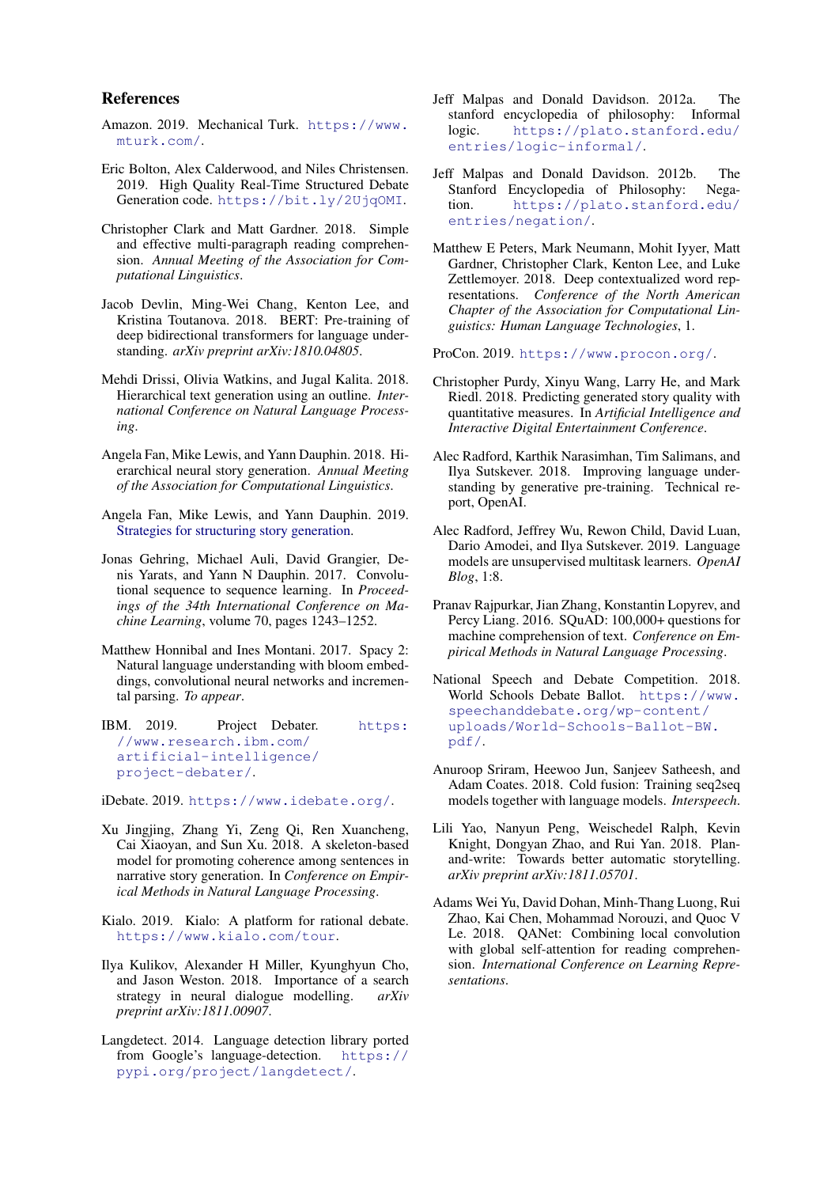## References

Amazon. 2019. Mechanical Turk. https://www.mturk.com/.

Eric Bolton, Alex Calderwood, and Niles Christensen. 2019. High Quality Real-Time Structured Debate Generation code. https://bit.ly/2UjqOMI.

Christopher Clark and Matt Gardner. 2018. Simple and effective multi-paragraph reading comprehension. *Annual Meeting of the Association for Computational Linguistics*.

Jacob Devlin, Ming-Wei Chang, Kenton Lee, and Kristina Toutanova. 2018. BERT: Pre-training of deep bidirectional transformers for language understanding. *arXiv preprint arXiv:1810.04805*.

Mehdi Drissi, Olivia Watkins, and Jugal Kalita. 2018. Hierarchical text generation using an outline. *International Conference on Natural Language Processing*.

Angela Fan, Mike Lewis, and Yann Dauphin. 2018. Hierarchical neural story generation. *Annual Meeting of the Association for Computational Linguistics*.

Angela Fan, Mike Lewis, and Yann Dauphin. 2019. Strategies for structuring story generation.

Jonas Gehring, Michael Auli, David Grangier, Denis Yarats, and Yann N Dauphin. 2017. Convolutional sequence to sequence learning. In *Proceedings of the 34th International Conference on Machine Learning*, volume 70, pages 1243–1252.

Matthew Honnibal and Ines Montani. 2017. Spacy 2: Natural language understanding with bloom embeddings, convolutional neural networks and incremental parsing. *To appear*.

IBM. 2019. Project Debater. https://www.research.ibm.com/artificial-intelligence/project-debater/.

iDebate. 2019. https://www.idebate.org/.

Xu Jingjing, Zhang Yi, Zeng Qi, Ren Xuancheng, Cai Xiaoyan, and Sun Xu. 2018. A skeleton-based model for promoting coherence among sentences in narrative story generation. In *Conference on Empirical Methods in Natural Language Processing*.

Kialo. 2019. Kialo: A platform for rational debate. https://www.kialo.com/tour.

Ilya Kulikov, Alexander H Miller, Kyunghyun Cho, and Jason Weston. 2018. Importance of a search strategy in neural dialogue modelling. *arXiv preprint arXiv:1811.00907*.

Langdetect. 2014. Language detection library ported from Google's language-detection. https://pypi.org/project/langdetect/.

Jeff Malpas and Donald Davidson. 2012a. The stanford encyclopedia of philosophy: Informal logic. https://plato.stanford.edu/entries/logic-informal/.

Jeff Malpas and Donald Davidson. 2012b. The Stanford Encyclopedia of Philosophy: Negation. https://plato.stanford.edu/entries/negation/.

Matthew E Peters, Mark Neumann, Mohit Iyyer, Matt Gardner, Christopher Clark, Kenton Lee, and Luke Zettlemoyer. 2018. Deep contextualized word representations. *Conference of the North American Chapter of the Association for Computational Linguistics: Human Language Technologies*, 1.

ProCon. 2019. https://www.procon.org/.

Christopher Purdy, Xinyu Wang, Larry He, and Mark Riedl. 2018. Predicting generated story quality with quantitative measures. In *Artificial Intelligence and Interactive Digital Entertainment Conference*.

Alec Radford, Karthik Narasimhan, Tim Salimans, and Ilya Sutskever. 2018. Improving language understanding by generative pre-training. Technical report, OpenAI.

Alec Radford, Jeffrey Wu, Rewon Child, David Luan, Dario Amodei, and Ilya Sutskever. 2019. Language models are unsupervised multitask learners. *OpenAI Blog*, 1:8.

Pranav Rajpurkar, Jian Zhang, Konstantin Lopyrev, and Percy Liang. 2016. SQuAD: 100,000+ questions for machine comprehension of text. *Conference on Empirical Methods in Natural Language Processing*.

National Speech and Debate Competition. 2018. World Schools Debate Ballot. https://www.speechanddebate.org/wp-content/uploads/World-Schools-Ballot-BW.pdf/.

Anuroop Sriram, Heewoo Jun, Sanjeev Satheesh, and Adam Coates. 2018. Cold fusion: Training seq2seq models together with language models. *Interspeech*.

Lili Yao, Nanyun Peng, Weischedel Ralph, Kevin Knight, Dongyan Zhao, and Rui Yan. 2018. Plan-and-write: Towards better automatic storytelling. *arXiv preprint arXiv:1811.05701*.

Adams Wei Yu, David Dohan, Minh-Thang Luong, Rui Zhao, Kai Chen, Mohammad Norouzi, and Quoc V Le. 2018. QANet: Combining local convolution with global self-attention for reading comprehension. *International Conference on Learning Representations*.